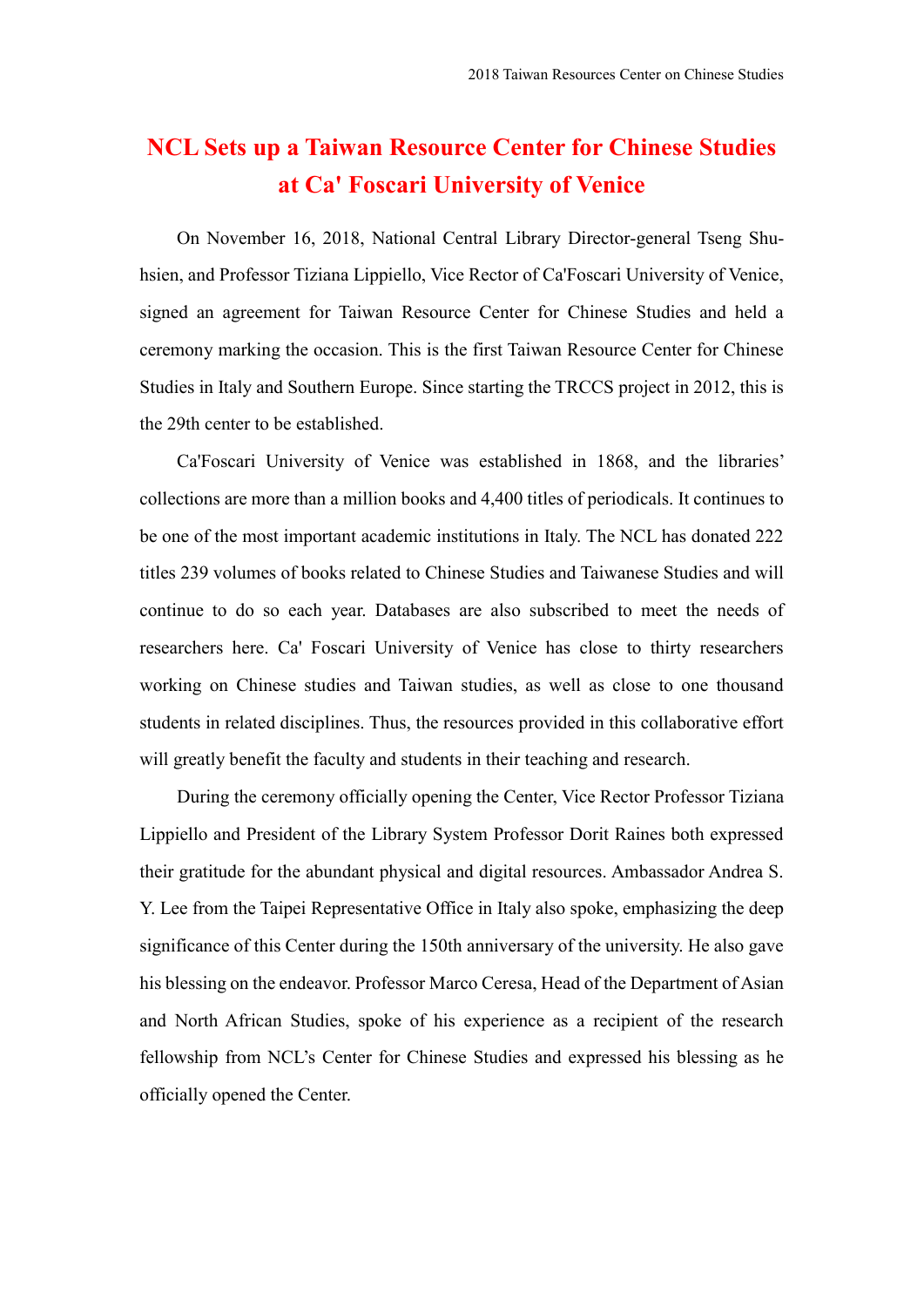# NCL Sets up a Taiwan Resource Center for Chinese Studies at Ca' Foscari University of Venice

On November 16, 2018, National Central Library Director-general Tseng Shu-hsien, and Professor Tiziana Lippiello, Vice Rector of Ca'Foscari University of Venice, signed an agreement for Taiwan Resource Center for Chinese Studies and held a ceremony marking the occasion. This is the first Taiwan Resource Center for Chinese Studies in Italy and Southern Europe. Since starting the TRCCS project in 2012, this is the 29th center to be established.

Ca'Foscari University of Venice was established in 1868, and the libraries' collections are more than a million books and 4,400 titles of periodicals. It continues to be one of the most important academic institutions in Italy. The NCL has donated 222 titles 239 volumes of books related to Chinese Studies and Taiwanese Studies and will continue to do so each year. Databases are also subscribed to meet the needs of researchers here. Ca' Foscari University of Venice has close to thirty researchers working on Chinese studies and Taiwan studies, as well as close to one thousand students in related disciplines. Thus, the resources provided in this collaborative effort will greatly benefit the faculty and students in their teaching and research.

During the ceremony officially opening the Center, Vice Rector Professor Tiziana Lippiello and President of the Library System Professor Dorit Raines both expressed their gratitude for the abundant physical and digital resources. Ambassador Andrea S. Y. Lee from the Taipei Representative Office in Italy also spoke, emphasizing the deep significance of this Center during the 150th anniversary of the university. He also gave his blessing on the endeavor. Professor Marco Ceresa, Head of the Department of Asian and North African Studies, spoke of his experience as a recipient of the research fellowship from NCL's Center for Chinese Studies and expressed his blessing as he officially opened the Center.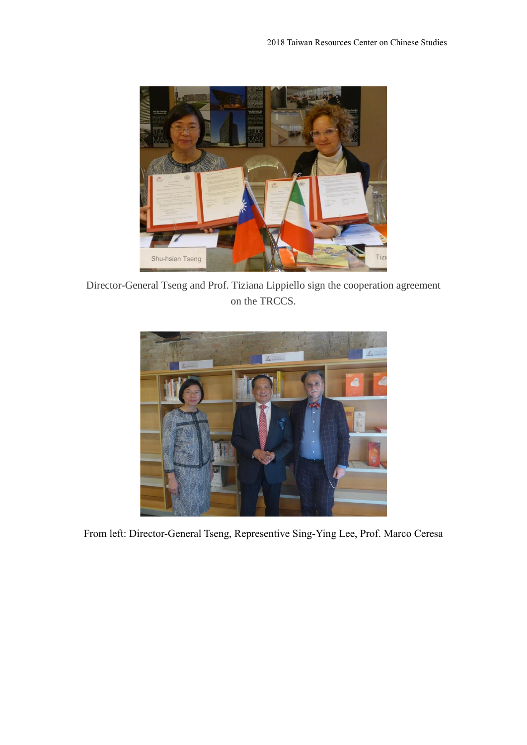Director-General Tseng and Prof. Tiziana Lippiello sign the cooperation agreement on the TRCCS.

From left: Director-General Tseng, Representive Sing-Ying Lee, Prof. Marco Ceresa